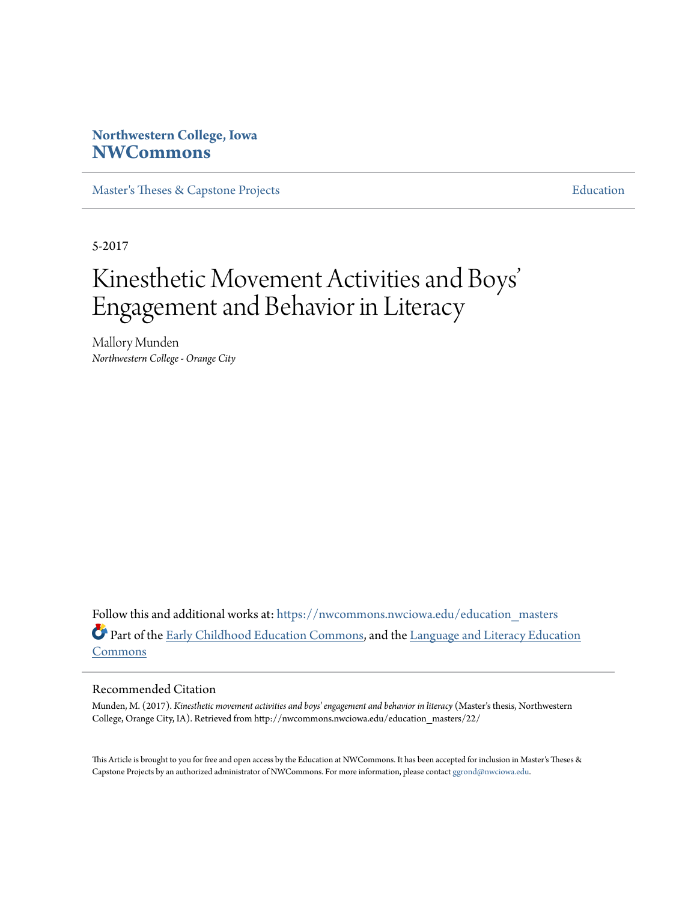Northwestern College, Iowa
**NWCommons**

Master's Theses & Capstone Projects | Education

5-2017

# Kinesthetic Movement Activities and Boys' Engagement and Behavior in Literacy

Mallory Munden
*Northwestern College - Orange City*

Follow this and additional works at: https://nwcommons.nwciowa.edu/education_masters

Part of the Early Childhood Education Commons, and the Language and Literacy Education Commons

## Recommended Citation

Munden, M. (2017). *Kinesthetic movement activities and boys' engagement and behavior in literacy* (Master's thesis, Northwestern College, Orange City, IA). Retrieved from http://nwcommons.nwciowa.edu/education_masters/22/

This Article is brought to you for free and open access by the Education at NWCommons. It has been accepted for inclusion in Master's Theses & Capstone Projects by an authorized administrator of NWCommons. For more information, please contact ggrond@nwciowa.edu.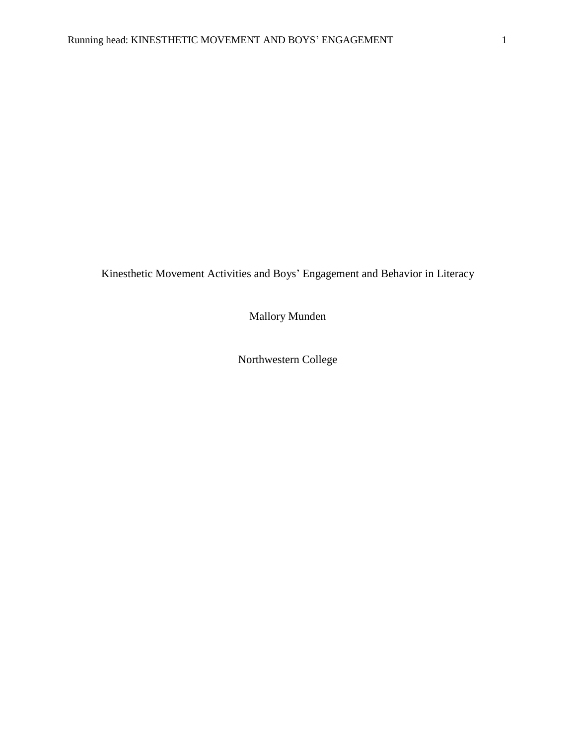# Kinesthetic Movement Activities and Boys' Engagement and Behavior in Literacy

Mallory Munden

Northwestern College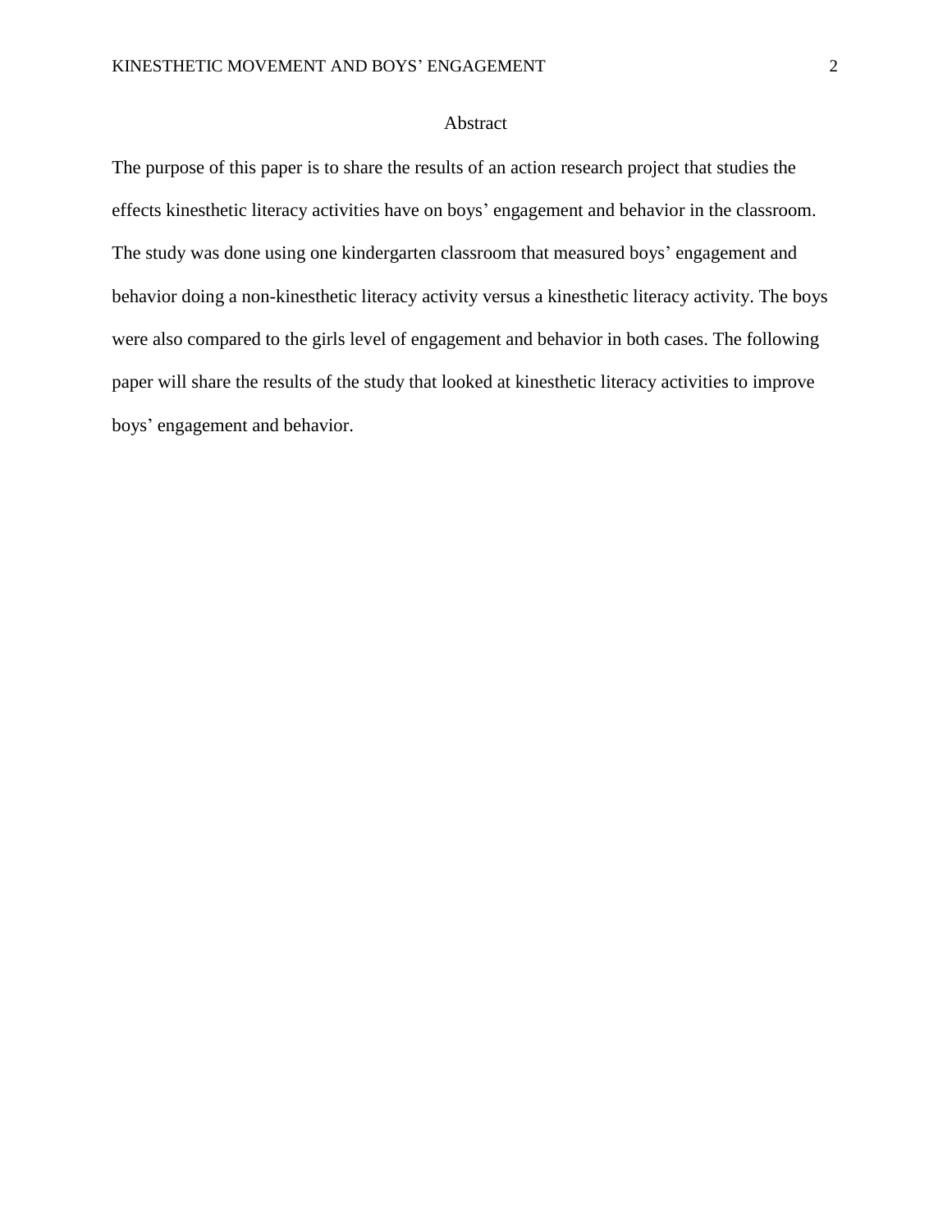# Abstract

The purpose of this paper is to share the results of an action research project that studies the effects kinesthetic literacy activities have on boys' engagement and behavior in the classroom. The study was done using one kindergarten classroom that measured boys' engagement and behavior doing a non-kinesthetic literacy activity versus a kinesthetic literacy activity. The boys were also compared to the girls level of engagement and behavior in both cases. The following paper will share the results of the study that looked at kinesthetic literacy activities to improve boys' engagement and behavior.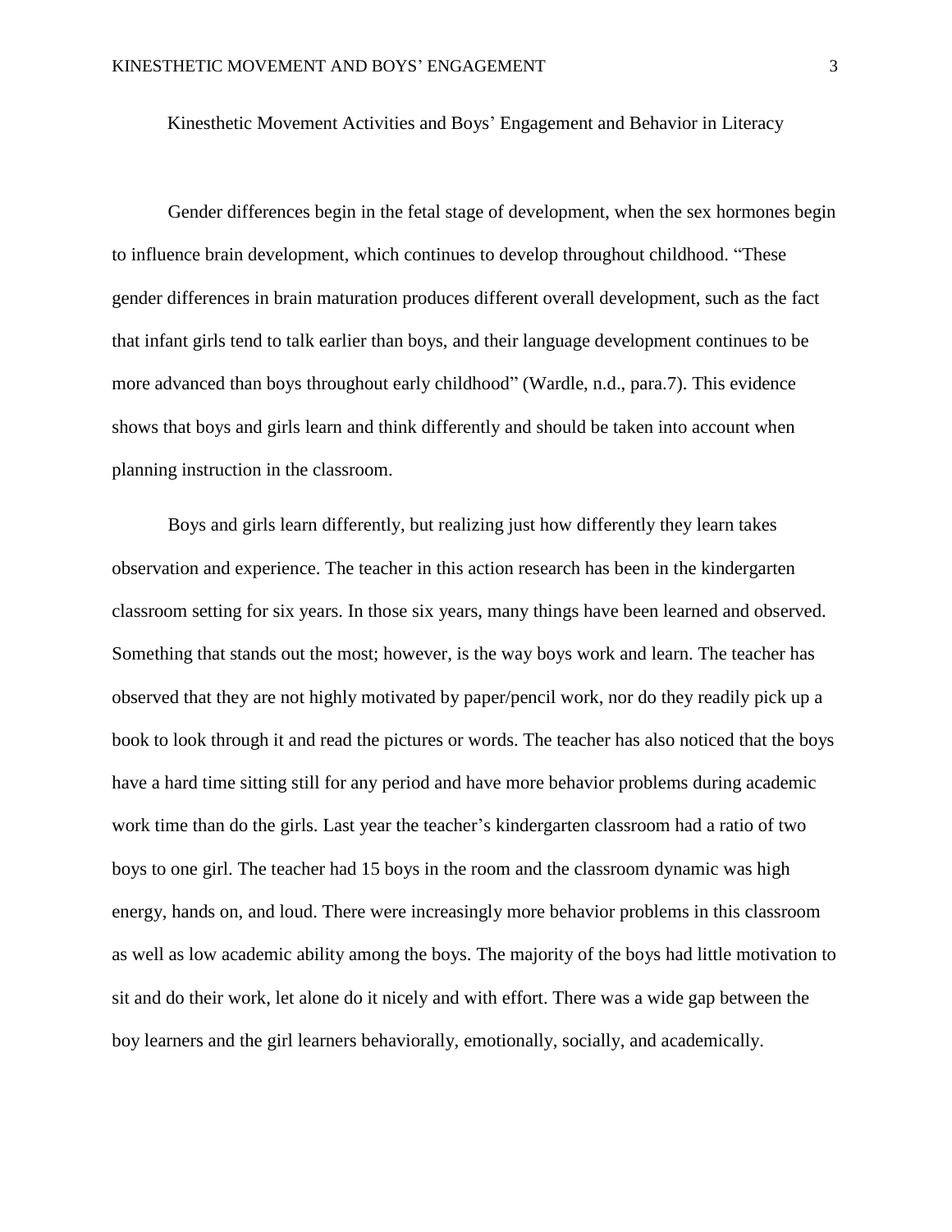# Kinesthetic Movement Activities and Boys' Engagement and Behavior in Literacy

Gender differences begin in the fetal stage of development, when the sex hormones begin to influence brain development, which continues to develop throughout childhood. "These gender differences in brain maturation produces different overall development, such as the fact that infant girls tend to talk earlier than boys, and their language development continues to be more advanced than boys throughout early childhood" (Wardle, n.d., para.7). This evidence shows that boys and girls learn and think differently and should be taken into account when planning instruction in the classroom.

Boys and girls learn differently, but realizing just how differently they learn takes observation and experience. The teacher in this action research has been in the kindergarten classroom setting for six years. In those six years, many things have been learned and observed. Something that stands out the most; however, is the way boys work and learn. The teacher has observed that they are not highly motivated by paper/pencil work, nor do they readily pick up a book to look through it and read the pictures or words. The teacher has also noticed that the boys have a hard time sitting still for any period and have more behavior problems during academic work time than do the girls. Last year the teacher's kindergarten classroom had a ratio of two boys to one girl. The teacher had 15 boys in the room and the classroom dynamic was high energy, hands on, and loud. There were increasingly more behavior problems in this classroom as well as low academic ability among the boys. The majority of the boys had little motivation to sit and do their work, let alone do it nicely and with effort. There was a wide gap between the boy learners and the girl learners behaviorally, emotionally, socially, and academically.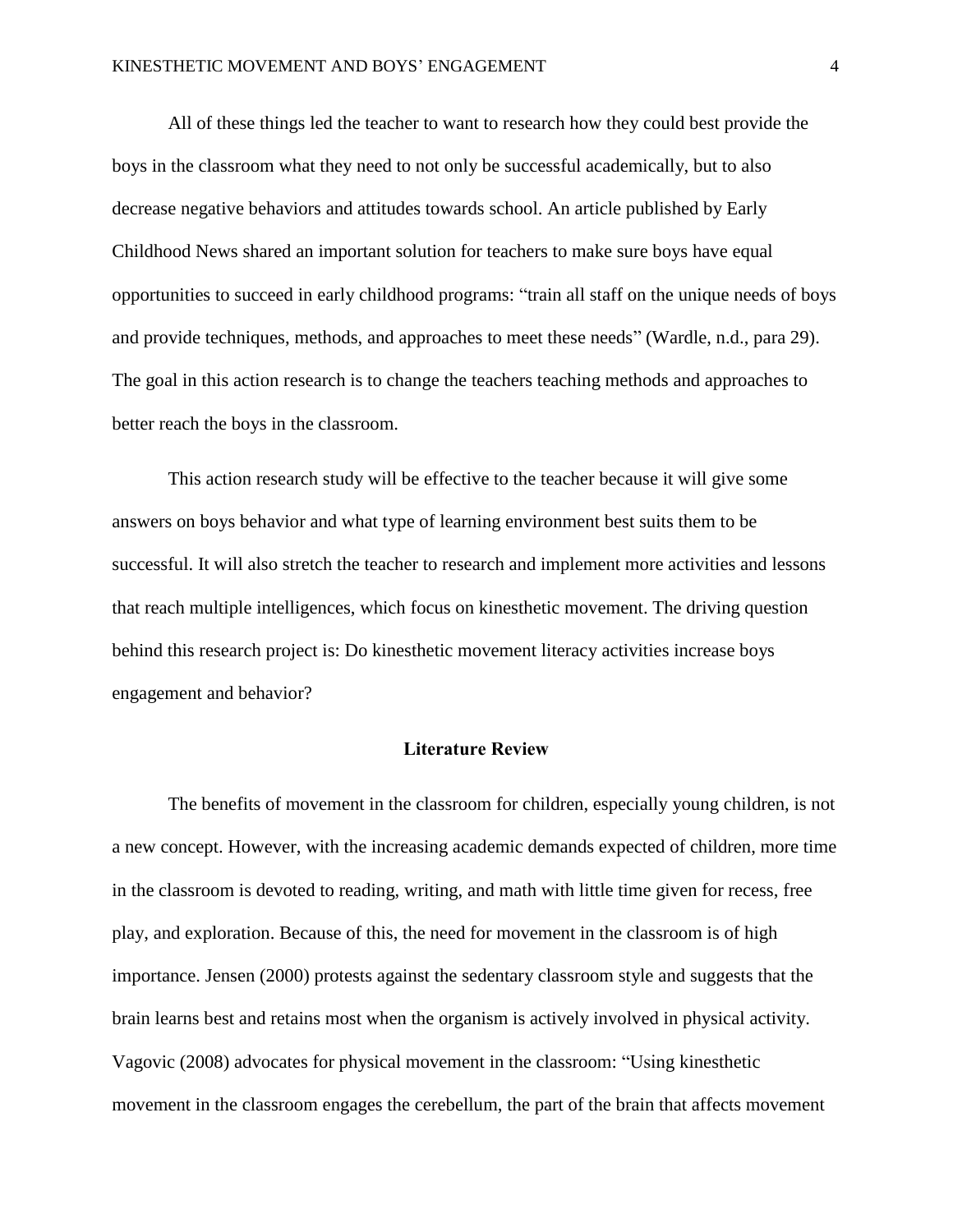All of these things led the teacher to want to research how they could best provide the boys in the classroom what they need to not only be successful academically, but to also decrease negative behaviors and attitudes towards school. An article published by Early Childhood News shared an important solution for teachers to make sure boys have equal opportunities to succeed in early childhood programs: "train all staff on the unique needs of boys and provide techniques, methods, and approaches to meet these needs" (Wardle, n.d., para 29). The goal in this action research is to change the teachers teaching methods and approaches to better reach the boys in the classroom.

This action research study will be effective to the teacher because it will give some answers on boys behavior and what type of learning environment best suits them to be successful. It will also stretch the teacher to research and implement more activities and lessons that reach multiple intelligences, which focus on kinesthetic movement. The driving question behind this research project is: Do kinesthetic movement literacy activities increase boys engagement and behavior?

## Literature Review

The benefits of movement in the classroom for children, especially young children, is not a new concept. However, with the increasing academic demands expected of children, more time in the classroom is devoted to reading, writing, and math with little time given for recess, free play, and exploration. Because of this, the need for movement in the classroom is of high importance. Jensen (2000) protests against the sedentary classroom style and suggests that the brain learns best and retains most when the organism is actively involved in physical activity. Vagovic (2008) advocates for physical movement in the classroom: "Using kinesthetic movement in the classroom engages the cerebellum, the part of the brain that affects movement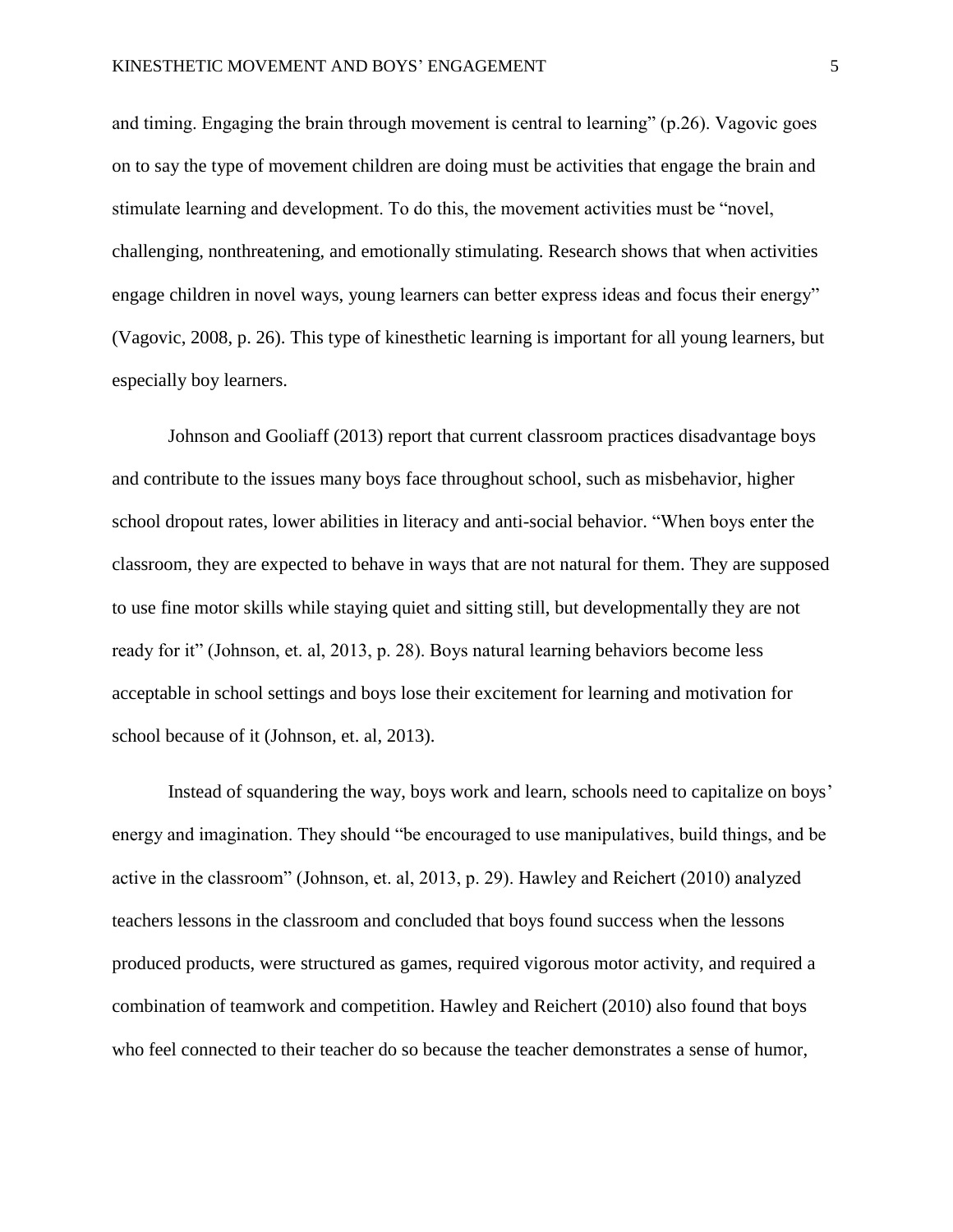and timing. Engaging the brain through movement is central to learning" (p.26). Vagovic goes on to say the type of movement children are doing must be activities that engage the brain and stimulate learning and development. To do this, the movement activities must be "novel, challenging, nonthreatening, and emotionally stimulating. Research shows that when activities engage children in novel ways, young learners can better express ideas and focus their energy" (Vagovic, 2008, p. 26). This type of kinesthetic learning is important for all young learners, but especially boy learners.

Johnson and Gooliaff (2013) report that current classroom practices disadvantage boys and contribute to the issues many boys face throughout school, such as misbehavior, higher school dropout rates, lower abilities in literacy and anti-social behavior. "When boys enter the classroom, they are expected to behave in ways that are not natural for them. They are supposed to use fine motor skills while staying quiet and sitting still, but developmentally they are not ready for it" (Johnson, et. al, 2013, p. 28). Boys natural learning behaviors become less acceptable in school settings and boys lose their excitement for learning and motivation for school because of it (Johnson, et. al, 2013).

Instead of squandering the way, boys work and learn, schools need to capitalize on boys' energy and imagination. They should "be encouraged to use manipulatives, build things, and be active in the classroom" (Johnson, et. al, 2013, p. 29). Hawley and Reichert (2010) analyzed teachers lessons in the classroom and concluded that boys found success when the lessons produced products, were structured as games, required vigorous motor activity, and required a combination of teamwork and competition. Hawley and Reichert (2010) also found that boys who feel connected to their teacher do so because the teacher demonstrates a sense of humor,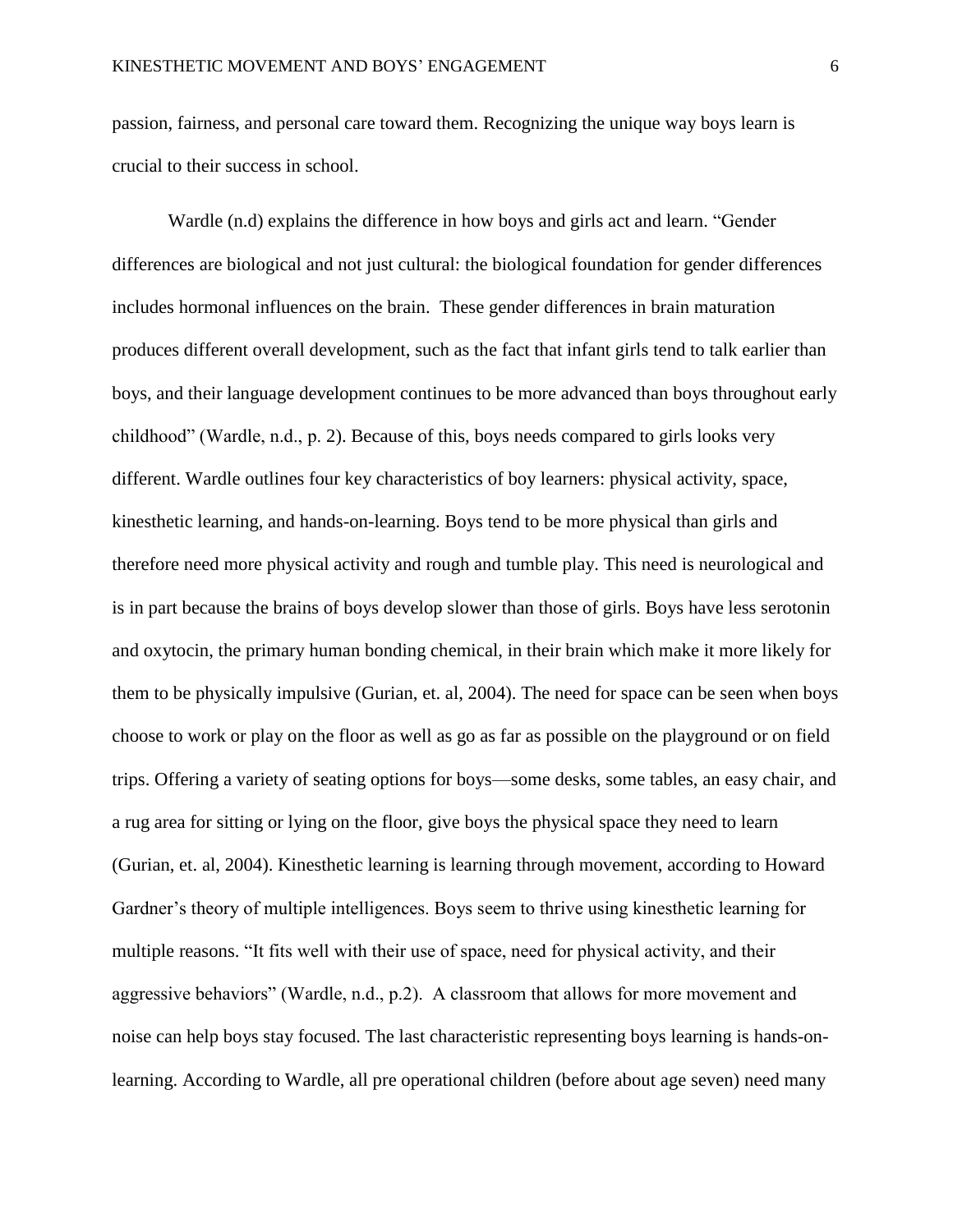passion, fairness, and personal care toward them. Recognizing the unique way boys learn is crucial to their success in school.

Wardle (n.d) explains the difference in how boys and girls act and learn. "Gender differences are biological and not just cultural: the biological foundation for gender differences includes hormonal influences on the brain. These gender differences in brain maturation produces different overall development, such as the fact that infant girls tend to talk earlier than boys, and their language development continues to be more advanced than boys throughout early childhood" (Wardle, n.d., p. 2). Because of this, boys needs compared to girls looks very different. Wardle outlines four key characteristics of boy learners: physical activity, space, kinesthetic learning, and hands-on-learning. Boys tend to be more physical than girls and therefore need more physical activity and rough and tumble play. This need is neurological and is in part because the brains of boys develop slower than those of girls. Boys have less serotonin and oxytocin, the primary human bonding chemical, in their brain which make it more likely for them to be physically impulsive (Gurian, et. al, 2004). The need for space can be seen when boys choose to work or play on the floor as well as go as far as possible on the playground or on field trips. Offering a variety of seating options for boys—some desks, some tables, an easy chair, and a rug area for sitting or lying on the floor, give boys the physical space they need to learn (Gurian, et. al, 2004). Kinesthetic learning is learning through movement, according to Howard Gardner's theory of multiple intelligences. Boys seem to thrive using kinesthetic learning for multiple reasons. "It fits well with their use of space, need for physical activity, and their aggressive behaviors" (Wardle, n.d., p.2). A classroom that allows for more movement and noise can help boys stay focused. The last characteristic representing boys learning is hands-on-learning. According to Wardle, all pre operational children (before about age seven) need many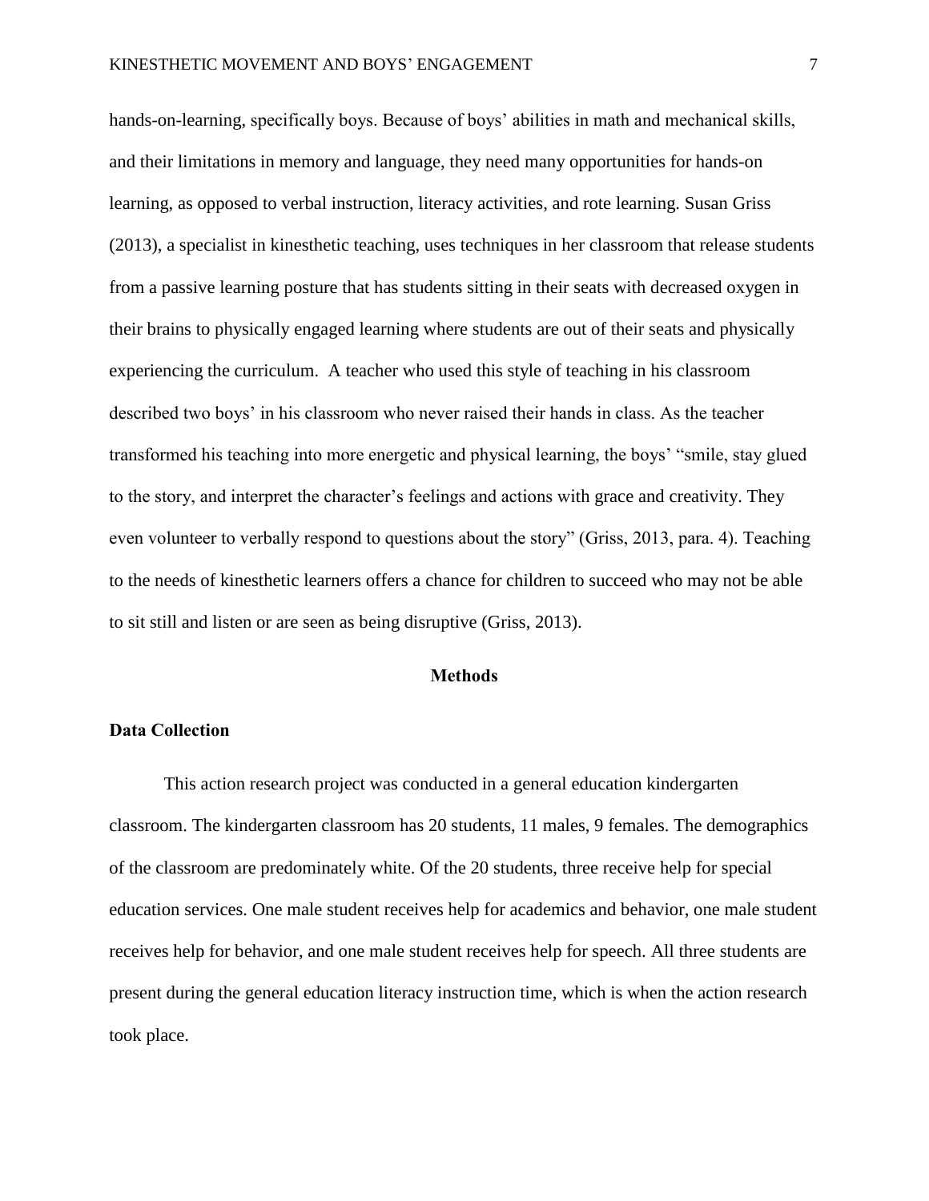hands-on-learning, specifically boys. Because of boys' abilities in math and mechanical skills, and their limitations in memory and language, they need many opportunities for hands-on learning, as opposed to verbal instruction, literacy activities, and rote learning. Susan Griss (2013), a specialist in kinesthetic teaching, uses techniques in her classroom that release students from a passive learning posture that has students sitting in their seats with decreased oxygen in their brains to physically engaged learning where students are out of their seats and physically experiencing the curriculum. A teacher who used this style of teaching in his classroom described two boys' in his classroom who never raised their hands in class. As the teacher transformed his teaching into more energetic and physical learning, the boys' "smile, stay glued to the story, and interpret the character's feelings and actions with grace and creativity. They even volunteer to verbally respond to questions about the story" (Griss, 2013, para. 4). Teaching to the needs of kinesthetic learners offers a chance for children to succeed who may not be able to sit still and listen or are seen as being disruptive (Griss, 2013).

## Methods

### Data Collection

This action research project was conducted in a general education kindergarten classroom. The kindergarten classroom has 20 students, 11 males, 9 females. The demographics of the classroom are predominately white. Of the 20 students, three receive help for special education services. One male student receives help for academics and behavior, one male student receives help for behavior, and one male student receives help for speech. All three students are present during the general education literacy instruction time, which is when the action research took place.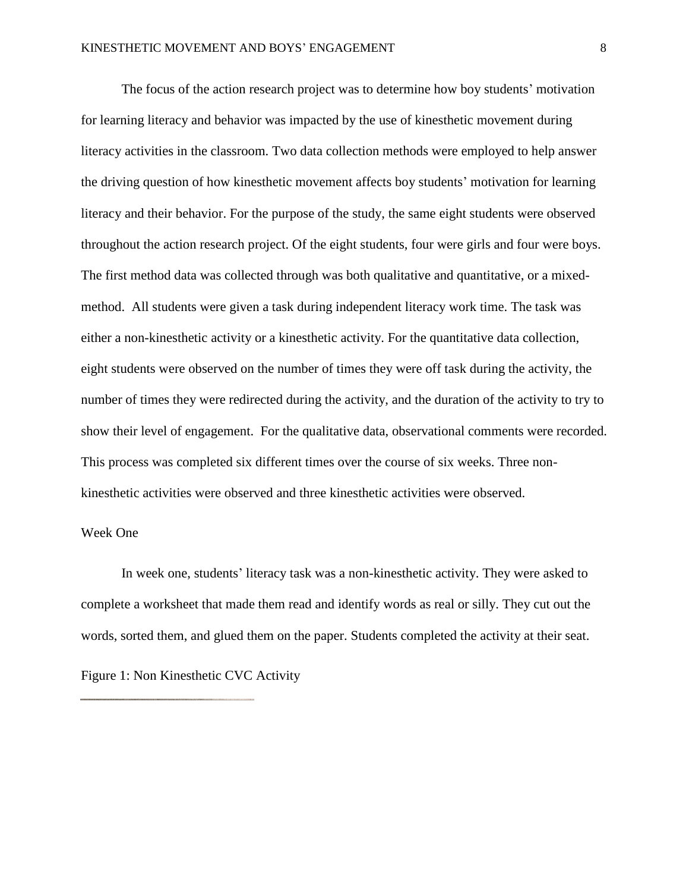The focus of the action research project was to determine how boy students' motivation for learning literacy and behavior was impacted by the use of kinesthetic movement during literacy activities in the classroom. Two data collection methods were employed to help answer the driving question of how kinesthetic movement affects boy students' motivation for learning literacy and their behavior. For the purpose of the study, the same eight students were observed throughout the action research project. Of the eight students, four were girls and four were boys. The first method data was collected through was both qualitative and quantitative, or a mixed-method. All students were given a task during independent literacy work time. The task was either a non-kinesthetic activity or a kinesthetic activity. For the quantitative data collection, eight students were observed on the number of times they were off task during the activity, the number of times they were redirected during the activity, and the duration of the activity to try to show their level of engagement. For the qualitative data, observational comments were recorded. This process was completed six different times over the course of six weeks. Three non-kinesthetic activities were observed and three kinesthetic activities were observed.

## Week One

In week one, students' literacy task was a non-kinesthetic activity. They were asked to complete a worksheet that made them read and identify words as real or silly. They cut out the words, sorted them, and glued them on the paper. Students completed the activity at their seat.

Figure 1: Non Kinesthetic CVC Activity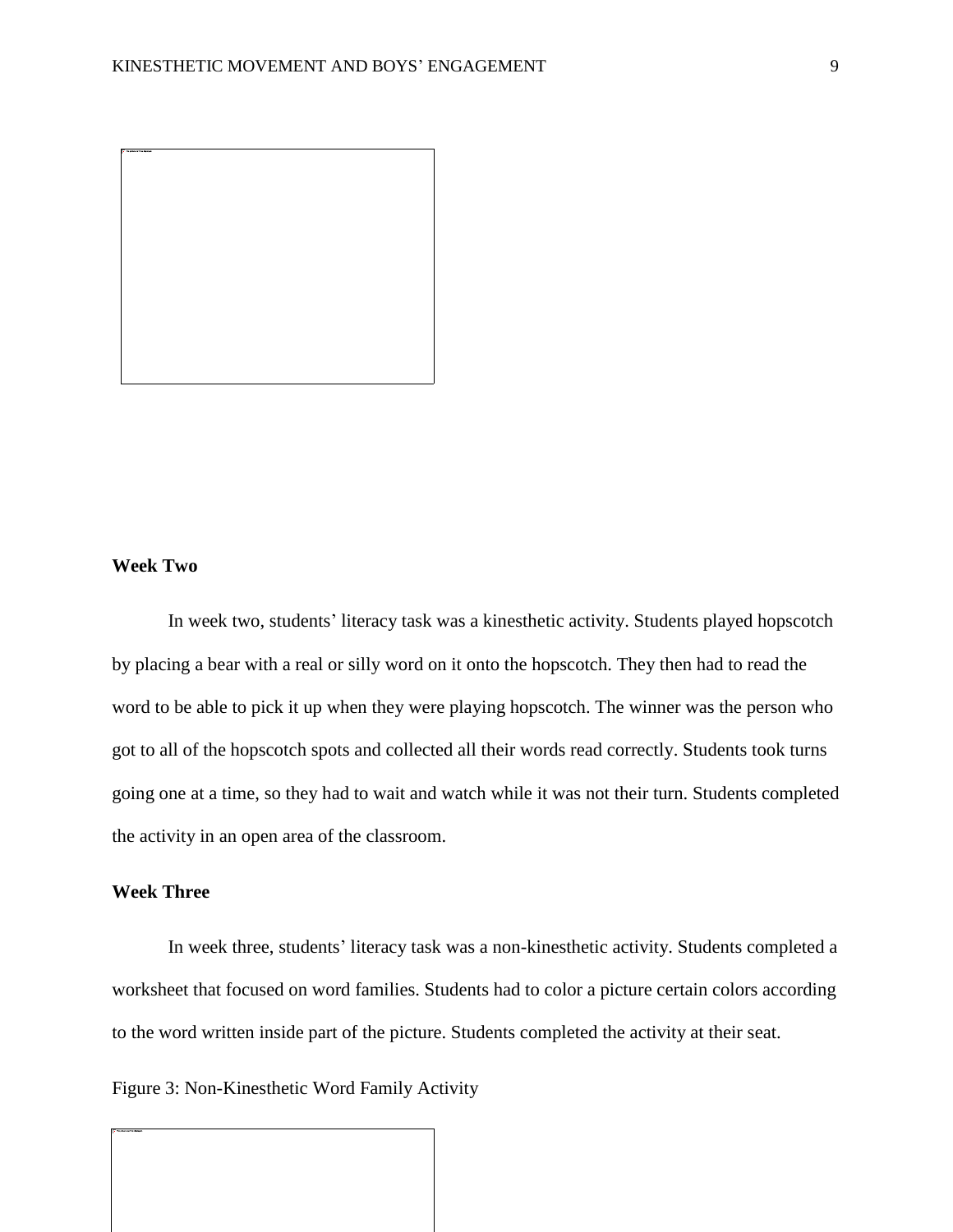## Week Two

In week two, students' literacy task was a kinesthetic activity. Students played hopscotch by placing a bear with a real or silly word on it onto the hopscotch. They then had to read the word to be able to pick it up when they were playing hopscotch. The winner was the person who got to all of the hopscotch spots and collected all their words read correctly. Students took turns going one at a time, so they had to wait and watch while it was not their turn. Students completed the activity in an open area of the classroom.

## Week Three

In week three, students' literacy task was a non-kinesthetic activity. Students completed a worksheet that focused on word families. Students had to color a picture certain colors according to the word written inside part of the picture. Students completed the activity at their seat.

Figure 3: Non-Kinesthetic Word Family Activity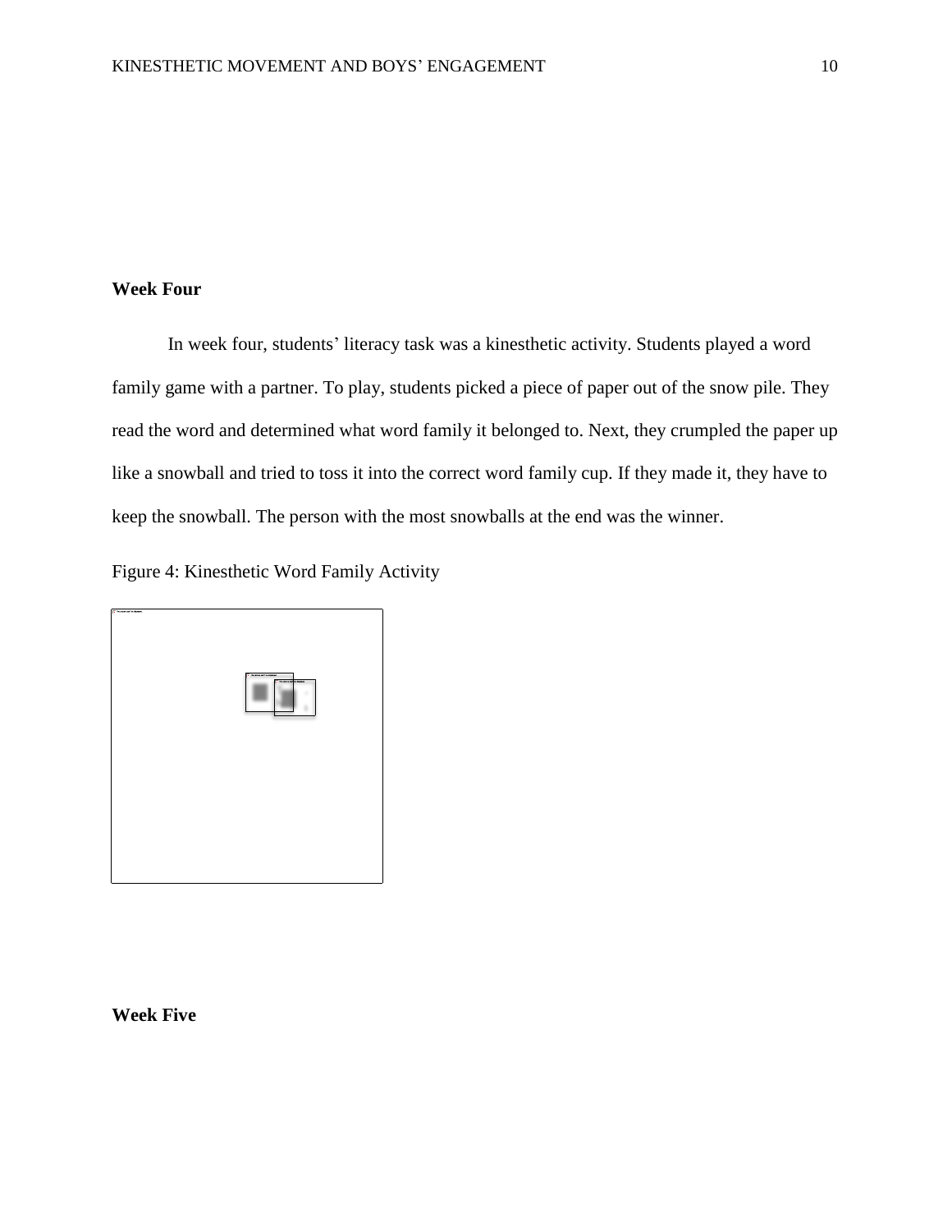## Week Four

In week four, students' literacy task was a kinesthetic activity. Students played a word family game with a partner. To play, students picked a piece of paper out of the snow pile. They read the word and determined what word family it belonged to. Next, they crumpled the paper up like a snowball and tried to toss it into the correct word family cup. If they made it, they have to keep the snowball. The person with the most snowballs at the end was the winner.

Figure 4: Kinesthetic Word Family Activity

## Week Five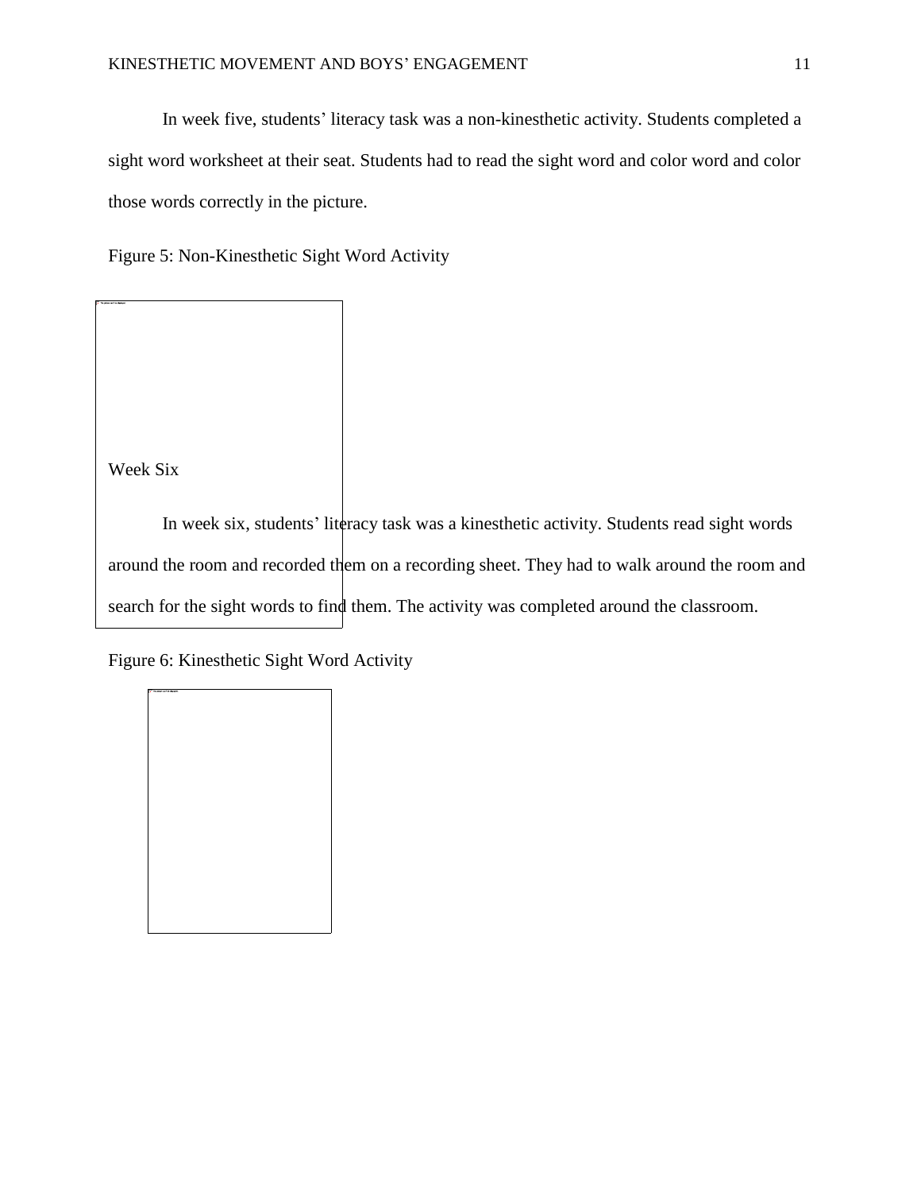In week five, students' literacy task was a non-kinesthetic activity. Students completed a sight word worksheet at their seat. Students had to read the sight word and color word and color those words correctly in the picture.

Figure 5: Non-Kinesthetic Sight Word Activity

### Week Six

In week six, students' literacy task was a kinesthetic activity. Students read sight words around the room and recorded them on a recording sheet. They had to walk around the room and search for the sight words to find them. The activity was completed around the classroom.

Figure 6: Kinesthetic Sight Word Activity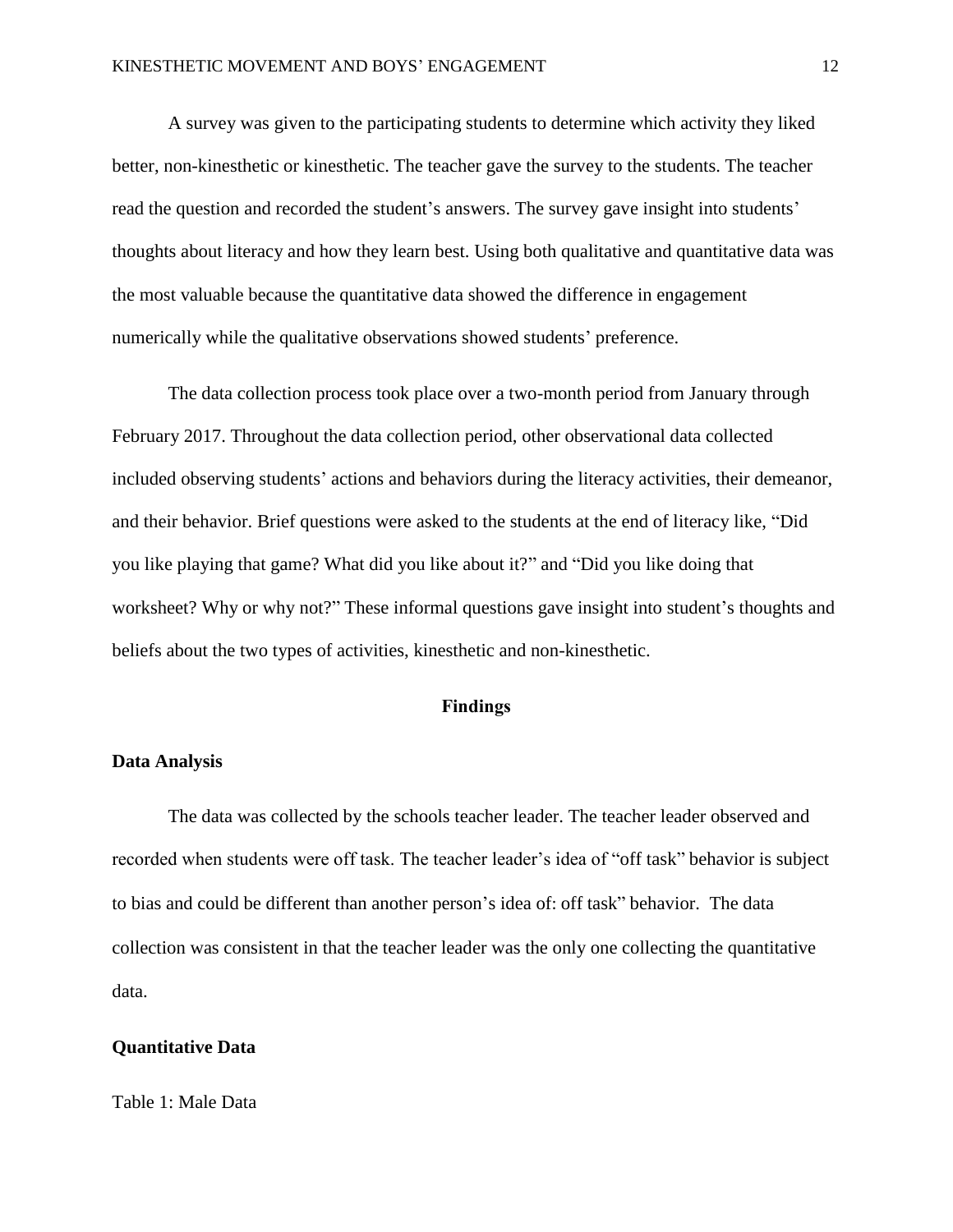A survey was given to the participating students to determine which activity they liked better, non-kinesthetic or kinesthetic. The teacher gave the survey to the students. The teacher read the question and recorded the student's answers. The survey gave insight into students' thoughts about literacy and how they learn best. Using both qualitative and quantitative data was the most valuable because the quantitative data showed the difference in engagement numerically while the qualitative observations showed students' preference.

The data collection process took place over a two-month period from January through February 2017. Throughout the data collection period, other observational data collected included observing students' actions and behaviors during the literacy activities, their demeanor, and their behavior. Brief questions were asked to the students at the end of literacy like, "Did you like playing that game? What did you like about it?" and "Did you like doing that worksheet? Why or why not?" These informal questions gave insight into student's thoughts and beliefs about the two types of activities, kinesthetic and non-kinesthetic.

## Findings

### Data Analysis

The data was collected by the schools teacher leader. The teacher leader observed and recorded when students were off task. The teacher leader's idea of "off task" behavior is subject to bias and could be different than another person's idea of: off task" behavior. The data collection was consistent in that the teacher leader was the only one collecting the quantitative data.

### Quantitative Data

Table 1: Male Data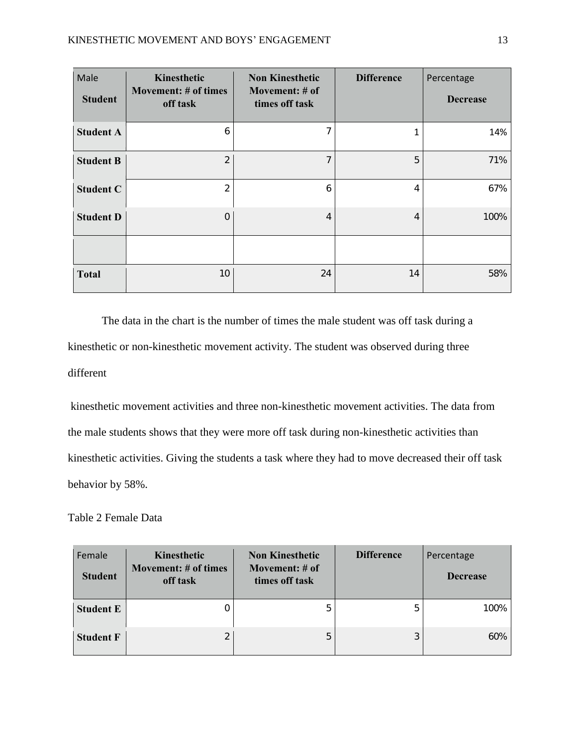| Male Student | Kinesthetic Movement: # of times off task | Non Kinesthetic Movement: # of times off task | Difference | Percentage Decrease |
|---|---|---|---|---|
| **Student A** | 6 | 7 | 1 | 14% |
| **Student B** | 2 | 7 | 5 | 71% |
| **Student C** | 2 | 6 | 4 | 67% |
| **Student D** | 0 | 4 | 4 | 100% |
| | | | | |
| **Total** | 10 | 24 | 14 | 58% |

The data in the chart is the number of times the male student was off task during a kinesthetic or non-kinesthetic movement activity. The student was observed during three different kinesthetic movement activities and three non-kinesthetic movement activities. The data from the male students shows that they were more off task during non-kinesthetic activities than kinesthetic activities. Giving the students a task where they had to move decreased their off task behavior by 58%.

Table 2 Female Data

| Female Student | Kinesthetic Movement: # of times off task | Non Kinesthetic Movement: # of times off task | Difference | Percentage Decrease |
|---|---|---|---|---|
| **Student E** | 0 | 5 | 5 | 100% |
| **Student F** | 2 | 5 | 3 | 60% |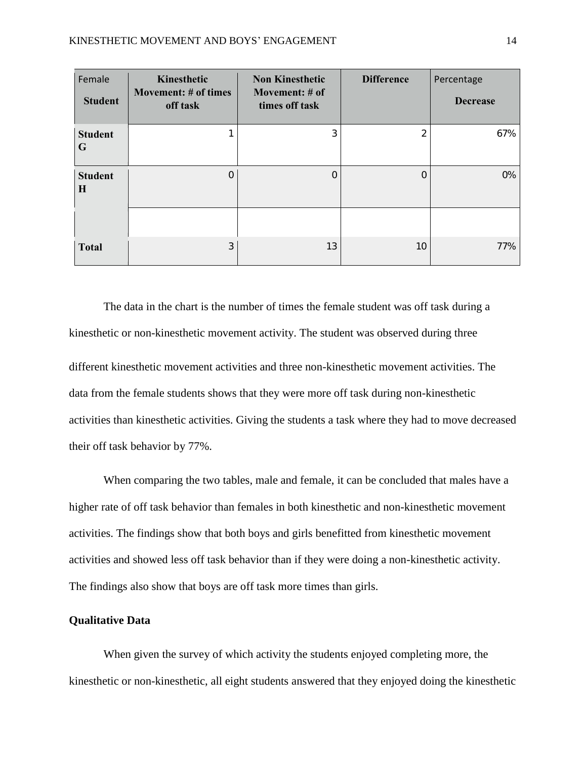| Female Student | Kinesthetic Movement: # of times off task | Non Kinesthetic Movement: # of times off task | Difference | Percentage Decrease |
|---|---|---|---|---|
| **Student G** | 1 | 3 | 2 | 67% |
| **Student H** | 0 | 0 | 0 | 0% |
| | | | | |
| **Total** | 3 | 13 | 10 | 77% |

The data in the chart is the number of times the female student was off task during a kinesthetic or non-kinesthetic movement activity. The student was observed during three different kinesthetic movement activities and three non-kinesthetic movement activities. The data from the female students shows that they were more off task during non-kinesthetic activities than kinesthetic activities. Giving the students a task where they had to move decreased their off task behavior by 77%.

When comparing the two tables, male and female, it can be concluded that males have a higher rate of off task behavior than females in both kinesthetic and non-kinesthetic movement activities. The findings show that both boys and girls benefitted from kinesthetic movement activities and showed less off task behavior than if they were doing a non-kinesthetic activity. The findings also show that boys are off task more times than girls.

**Qualitative Data**

When given the survey of which activity the students enjoyed completing more, the kinesthetic or non-kinesthetic, all eight students answered that they enjoyed doing the kinesthetic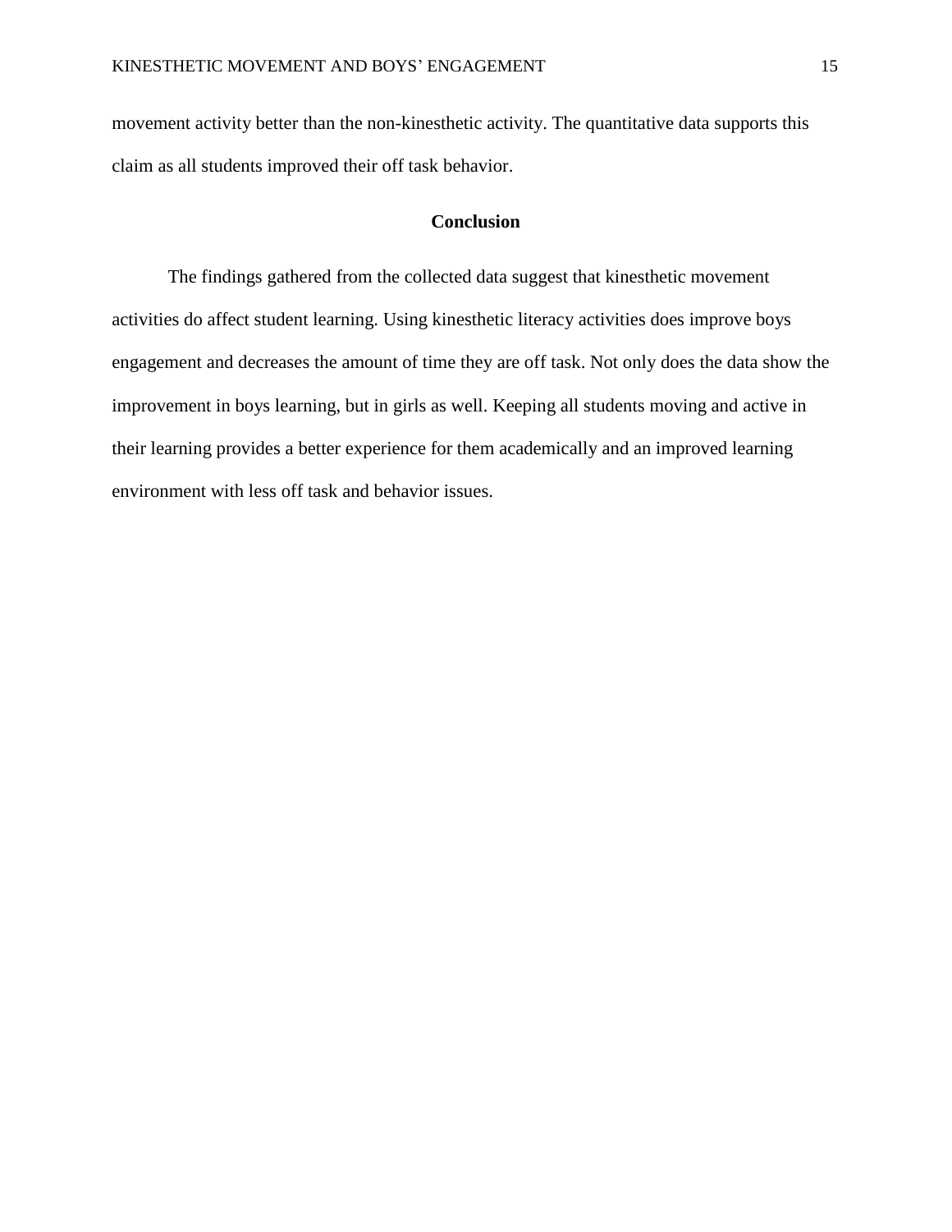movement activity better than the non-kinesthetic activity. The quantitative data supports this claim as all students improved their off task behavior.

## Conclusion

The findings gathered from the collected data suggest that kinesthetic movement activities do affect student learning. Using kinesthetic literacy activities does improve boys engagement and decreases the amount of time they are off task. Not only does the data show the improvement in boys learning, but in girls as well. Keeping all students moving and active in their learning provides a better experience for them academically and an improved learning environment with less off task and behavior issues.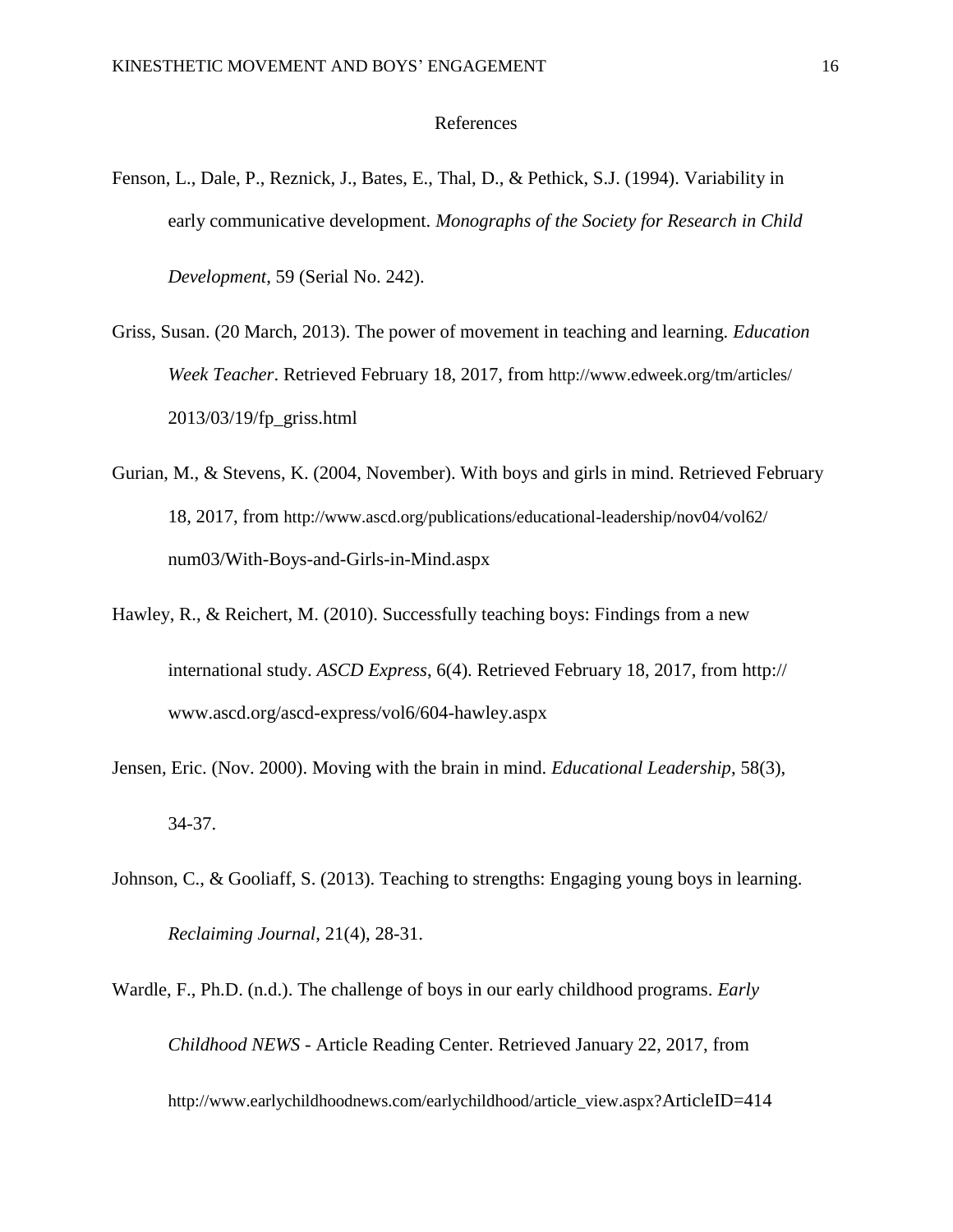# References

Fenson, L., Dale, P., Reznick, J., Bates, E., Thal, D., & Pethick, S.J. (1994). Variability in early communicative development. *Monographs of the Society for Research in Child Development*, 59 (Serial No. 242).

Griss, Susan. (20 March, 2013). The power of movement in teaching and learning. *Education Week Teacher*. Retrieved February 18, 2017, from http://www.edweek.org/tm/articles/2013/03/19/fp_griss.html

Gurian, M., & Stevens, K. (2004, November). With boys and girls in mind. Retrieved February 18, 2017, from http://www.ascd.org/publications/educational-leadership/nov04/vol62/num03/With-Boys-and-Girls-in-Mind.aspx

Hawley, R., & Reichert, M. (2010). Successfully teaching boys: Findings from a new international study. *ASCD Express*, 6(4). Retrieved February 18, 2017, from http://www.ascd.org/ascd-express/vol6/604-hawley.aspx

Jensen, Eric. (Nov. 2000). Moving with the brain in mind. *Educational Leadership*, 58(3), 34-37.

Johnson, C., & Gooliaff, S. (2013). Teaching to strengths: Engaging young boys in learning. *Reclaiming Journal*, 21(4), 28-31.

Wardle, F., Ph.D. (n.d.). The challenge of boys in our early childhood programs. *Early Childhood NEWS* - Article Reading Center. Retrieved January 22, 2017, from http://www.earlychildhoodnews.com/earlychildhood/article_view.aspx?ArticleID=414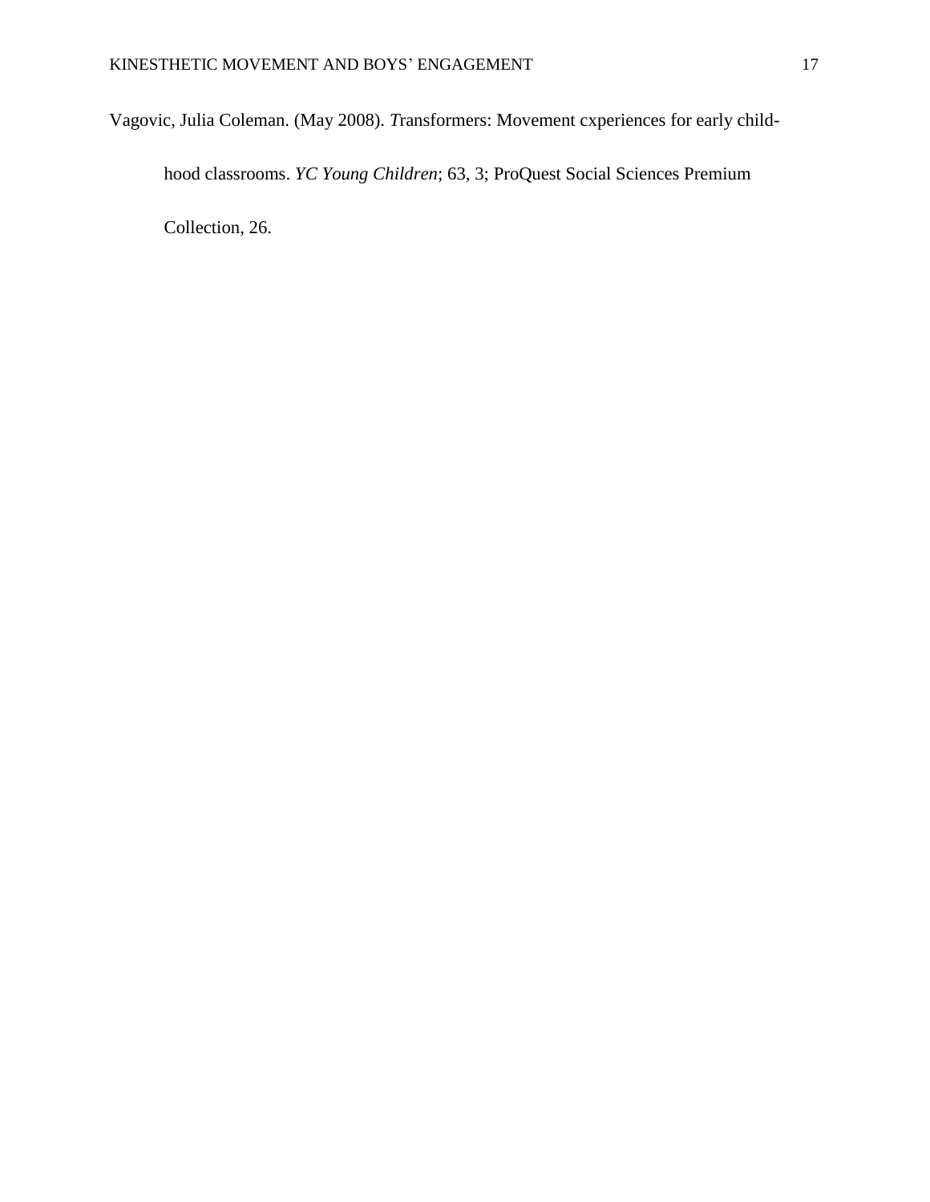Vagovic, Julia Coleman. (May 2008). *T*ransformers: Movement cxperiences for early child-hood classrooms. *YC Young Children*; 63, 3; ProQuest Social Sciences Premium Collection, 26.